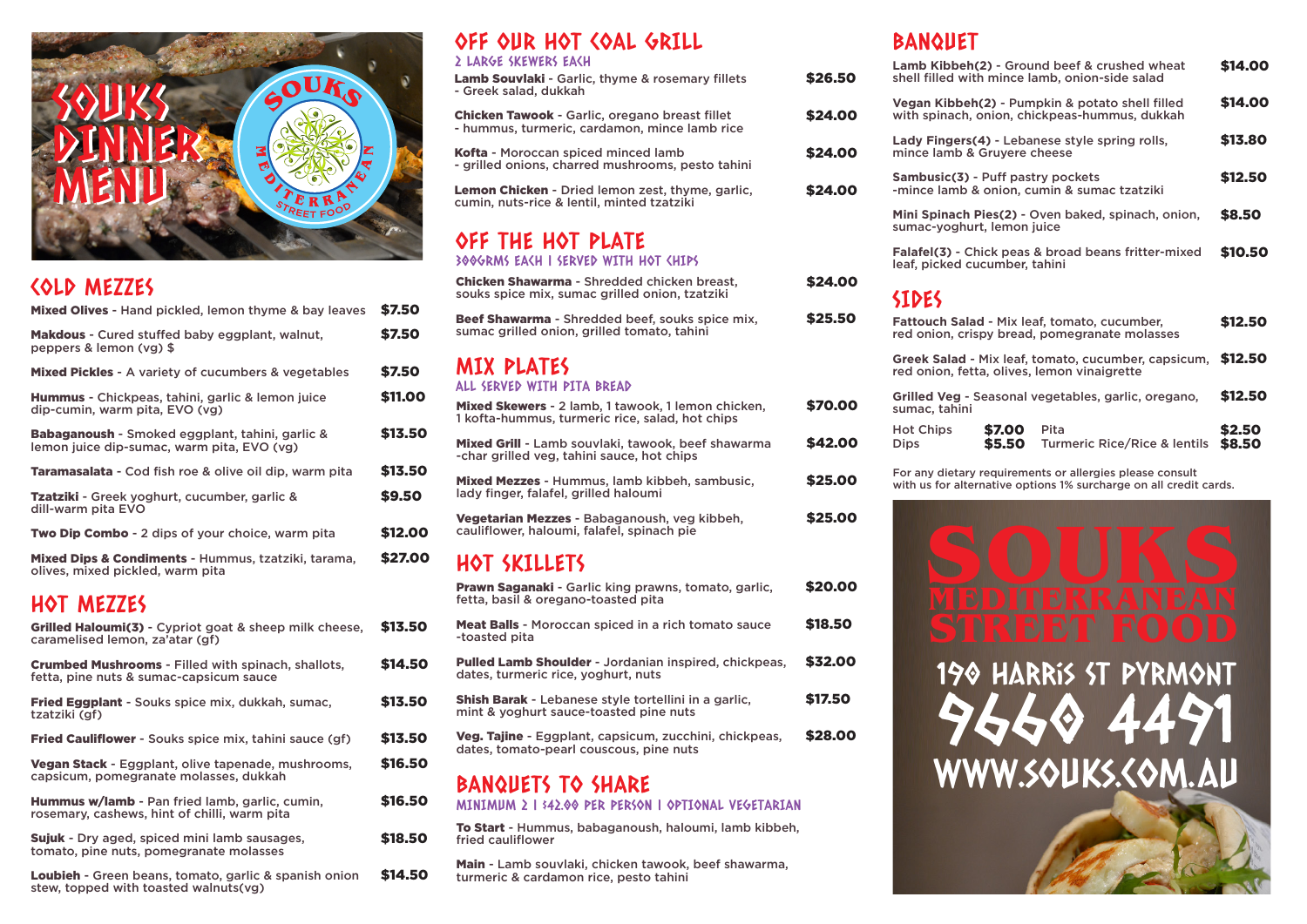# SOUKS DINNER MENU

SOUKS MEDITERRANEAN STREET FOOD

## COLD MEZZES

| Item | Price |
|---|---|
| **Mixed Olives** - Hand pickled, lemon thyme & bay leaves | $7.50 |
| **Makdous** - Cured stuffed baby eggplant, walnut, peppers & lemon (vg) $ | $7.50 |
| **Mixed Pickles** - A variety of cucumbers & vegetables | $7.50 |
| **Hummus** - Chickpeas, tahini, garlic & lemon juice dip-cumin, warm pita, EVO (vg) | $11.00 |
| **Babaganoush** - Smoked eggplant, tahini, garlic & lemon juice dip-sumac, warm pita, EVO (vg) | $13.50 |
| **Taramasalata** - Cod fish roe & olive oil dip, warm pita | $13.50 |
| **Tzatziki** - Greek yoghurt, cucumber, garlic & dill-warm pita EVO | $9.50 |
| **Two Dip Combo** - 2 dips of your choice, warm pita | $12.00 |
| **Mixed Dips & Condiments** - Hummus, tzatziki, tarama, olives, mixed pickled, warm pita | $27.00 |

## HOT MEZZES

| Item | Price |
|---|---|
| **Grilled Haloumi(3)** - Cypriot goat & sheep milk cheese, caramelised lemon, za'atar (gf) | $13.50 |
| **Crumbed Mushrooms** - Filled with spinach, shallots, fetta, pine nuts & sumac-capsicum sauce | $14.50 |
| **Fried Eggplant** - Souks spice mix, dukkah, sumac, tzatziki (gf) | $13.50 |
| **Fried Cauliflower** - Souks spice mix, tahini sauce (gf) | $13.50 |
| **Vegan Stack** - Eggplant, olive tapenade, mushrooms, capsicum, pomegranate molasses, dukkah | $16.50 |
| **Hummus w/lamb** - Pan fried lamb, garlic, cumin, rosemary, cashews, hint of chilli, warm pita | $16.50 |
| **Sujuk** - Dry aged, spiced mini lamb sausages, tomato, pine nuts, pomegranate molasses | $18.50 |
| **Loubieh** - Green beans, tomato, garlic & spanish onion stew, topped with toasted walnuts(vg) | $14.50 |

## OFF OUR HOT COAL GRILL

2 LARGE SKEWERS EACH

| Item | Price |
|---|---|
| **Lamb Souvlaki** - Garlic, thyme & rosemary fillets - Greek salad, dukkah | $26.50 |
| **Chicken Tawook** - Garlic, oregano breast fillet - hummus, turmeric, cardamon, mince lamb rice | $24.00 |
| **Kofta** - Moroccan spiced minced lamb - grilled onions, charred mushrooms, pesto tahini | $24.00 |
| **Lemon Chicken** - Dried lemon zest, thyme, garlic, cumin, nuts-rice & lentil, minted tzatziki | $24.00 |

## OFF THE HOT PLATE

300GRMS EACH | SERVED WITH HOT CHIPS

| Item | Price |
|---|---|
| **Chicken Shawarma** - Shredded chicken breast, souks spice mix, sumac grilled onion, tzatziki | $24.00 |
| **Beef Shawarma** - Shredded beef, souks spice mix, sumac grilled onion, grilled tomato, tahini | $25.50 |

## MIX PLATES

ALL SERVED WITH PITA BREAD

| Item | Price |
|---|---|
| **Mixed Skewers** - 2 lamb, 1 tawook, 1 lemon chicken, 1 kofta-hummus, turmeric rice, salad, hot chips | $70.00 |
| **Mixed Grill** - Lamb souvlaki, tawook, beef shawarma -char grilled veg, tahini sauce, hot chips | $42.00 |
| **Mixed Mezzes** - Hummus, lamb kibbeh, sambusic, lady finger, falafel, grilled haloumi | $25.00 |
| **Vegetarian Mezzes** - Babaganoush, veg kibbeh, cauliflower, haloumi, falafel, spinach pie | $25.00 |

## HOT SKILLETS

| Item | Price |
|---|---|
| **Prawn Saganaki** - Garlic king prawns, tomato, garlic, fetta, basil & oregano-toasted pita | $20.00 |
| **Meat Balls** - Moroccan spiced in a rich tomato sauce -toasted pita | $18.50 |
| **Pulled Lamb Shoulder** - Jordanian inspired, chickpeas, dates, turmeric rice, yoghurt, nuts | $32.00 |
| **Shish Barak** - Lebanese style tortellini in a garlic, mint & yoghurt sauce-toasted pine nuts | $17.50 |
| **Veg. Tajine** - Eggplant, capsicum, zucchini, chickpeas, dates, tomato-pearl couscous, pine nuts | $28.00 |

## BANQUETS TO SHARE

MINIMUM 2 | $42.00 PER PERSON | OPTIONAL VEGETARIAN

**To Start** - Hummus, babaganoush, haloumi, lamb kibbeh, fried cauliflower

**Main** - Lamb souvlaki, chicken tawook, beef shawarma, turmeric & cardamon rice, pesto tahini

## BANQUET

| Item | Price |
|---|---|
| **Lamb Kibbeh(2)** - Ground beef & crushed wheat shell filled with mince lamb, onion-side salad | $14.00 |
| **Vegan Kibbeh(2)** - Pumpkin & potato shell filled with spinach, onion, chickpeas-hummus, dukkah | $14.00 |
| **Lady Fingers(4)** - Lebanese style spring rolls, mince lamb & Gruyere cheese | $13.80 |
| **Sambusic(3)** - Puff pastry pockets -mince lamb & onion, cumin & sumac tzatziki | $12.50 |
| **Mini Spinach Pies(2)** - Oven baked, spinach, onion, sumac-yoghurt, lemon juice | $8.50 |
| **Falafel(3)** - Chick peas & broad beans fritter-mixed leaf, picked cucumber, tahini | $10.50 |

## SIDES

| Item | Price |
|---|---|
| **Fattouch Salad** - Mix leaf, tomato, cucumber, red onion, crispy bread, pomegranate molasses | $12.50 |
| **Greek Salad** - Mix leaf, tomato, cucumber, capsicum, red onion, fetta, olives, lemon vinaigrette | $12.50 |
| **Grilled Veg** - Seasonal vegetables, garlic, oregano, sumac, tahini | $12.50 |

| Item | Price | Item | Price |
|---|---|---|---|
| Hot Chips | $7.00 | Pita | $2.50 |
| Dips | $5.50 | Turmeric Rice/Rice & lentils | $8.50 |

For any dietary requirements or allergies please consult with us for alternative options 1% surcharge on all credit cards.

**SOUKS MEDITERRANEAN STREET FOOD**

190 HARRIS ST PYRMONT

9660 4491

WWW.SOUKS.COM.AU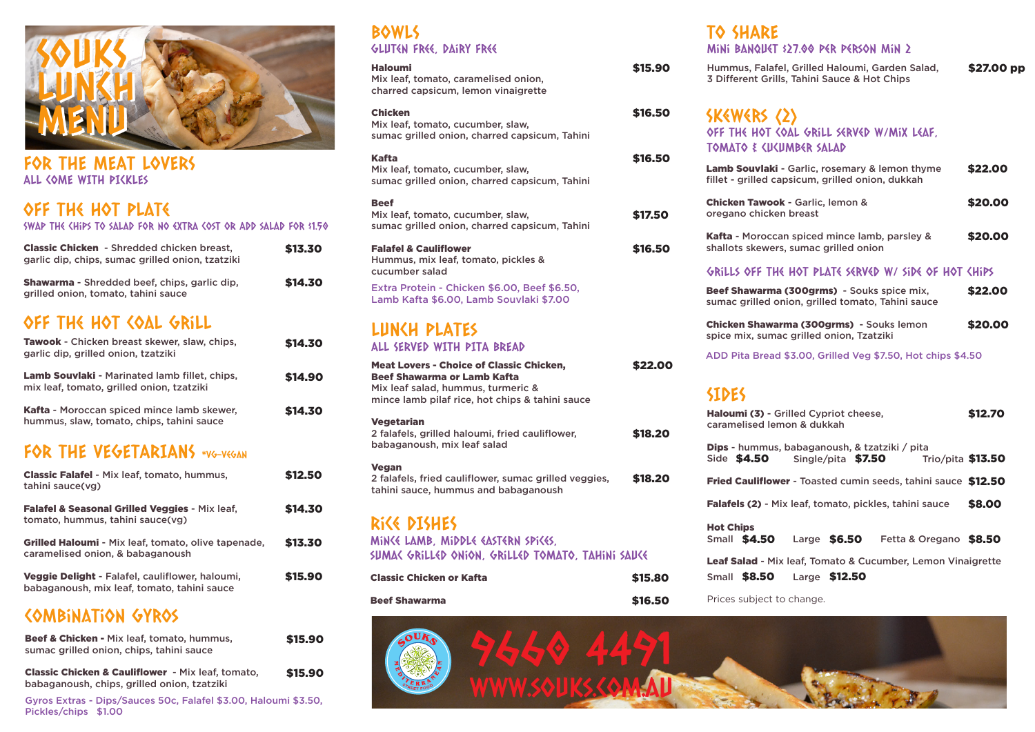# SOUKS LUNCH MENU

## FOR THE MEAT LOVERS

ALL COME WITH PICKLES

## OFF THE HOT PLATE

SWAP THE CHIPS TO SALAD FOR NO EXTRA COST OR ADD SALAD FOR $1.50

**Classic Chicken** - Shredded chicken breast, garlic dip, chips, sumac grilled onion, tzatziki **$13.30**

**Shawarma** - Shredded beef, chips, garlic dip, grilled onion, tomato, tahini sauce **$14.30**

## OFF THE HOT COAL GRILL

**Tawook** - Chicken breast skewer, slaw, chips, garlic dip, grilled onion, tzatziki **$14.30**

**Lamb Souvlaki** - Marinated lamb fillet, chips, mix leaf, tomato, grilled onion, tzatziki **$14.90**

**Kafta** - Moroccan spiced mince lamb skewer, hummus, slaw, tomato, chips, tahini sauce **$14.30**

## FOR THE VEGETARIANS *VG-VEGAN

**Classic Falafel** - Mix leaf, tomato, hummus, tahini sauce(vg) **$12.50**

**Falafel & Seasonal Grilled Veggies** - Mix leaf, tomato, hummus, tahini sauce(vg) **$14.30**

**Grilled Haloumi** - Mix leaf, tomato, olive tapenade, caramelised onion, & babaganoush **$13.30**

**Veggie Delight** - Falafel, cauliflower, haloumi, babaganoush, mix leaf, tomato, tahini sauce **$15.90**

## COMBINATION GYROS

**Beef & Chicken** - Mix leaf, tomato, hummus, sumac grilled onion, chips, tahini sauce **$15.90**

**Classic Chicken & Cauliflower** - Mix leaf, tomato, babaganoush, chips, grilled onion, tzatziki **$15.90**

Gyros Extras - Dips/Sauces 50c, Falafel $3.00, Haloumi $3.50, Pickles/chips $1.00

## BOWLS

GLUTEN FREE, DAIRY FREE

**Haloumi** **$15.90**
Mix leaf, tomato, caramelised onion, charred capsicum, lemon vinaigrette

**Chicken** **$16.50**
Mix leaf, tomato, cucumber, slaw, sumac grilled onion, charred capsicum, Tahini

**Kafta** **$16.50**
Mix leaf, tomato, cucumber, slaw, sumac grilled onion, charred capsicum, Tahini

**Beef** **$17.50**
Mix leaf, tomato, cucumber, slaw, sumac grilled onion, charred capsicum, Tahini

**Falafel & Cauliflower** **$16.50**
Hummus, mix leaf, tomato, pickles & cucumber salad

Extra Protein - Chicken $6.00, Beef $6.50, Lamb Kafta $6.00, Lamb Souvlaki $7.00

## LUNCH PLATES

ALL SERVED WITH PITA BREAD

**Meat Lovers - Choice of Classic Chicken, Beef Shawarma or Lamb Kafta** **$22.00**
Mix leaf salad, hummus, turmeric & mince lamb pilaf rice, hot chips & tahini sauce

**Vegetarian** **$18.20**
2 falafels, grilled haloumi, fried cauliflower, babaganoush, mix leaf salad

**Vegan** **$18.20**
2 falafels, fried cauliflower, sumac grilled veggies, tahini sauce, hummus and babaganoush

## RICE DISHES

MINCE LAMB, MIDDLE EASTERN SPICES, SUMAC GRILLED ONION, GRILLED TOMATO, TAHINI SAUCE

**Classic Chicken or Kafta** **$15.80**

**Beef Shawarma** **$16.50**

9660 4491
WWW.SOUKS.COM.AU

## TO SHARE

MINI BANQUET $27.00 PER PERSON MIN 2

Hummus, Falafel, Grilled Haloumi, Garden Salad, 3 Different Grills, Tahini Sauce & Hot Chips **$27.00 pp**

## SKEWERS (2)

OFF THE HOT COAL GRILL SERVED W/MIX LEAF, TOMATO & CUCUMBER SALAD

**Lamb Souvlaki** - Garlic, rosemary & lemon thyme fillet - grilled capsicum, grilled onion, dukkah **$22.00**

**Chicken Tawook** - Garlic, lemon & oregano chicken breast **$20.00**

**Kafta** - Moroccan spiced mince lamb, parsley & shallots skewers, sumac grilled onion **$20.00**

### GRILLS OFF THE HOT PLATE SERVED W/ SIDE OF HOT CHIPS

**Beef Shawarma (300grms)** - Souks spice mix, sumac grilled onion, grilled tomato, Tahini sauce **$22.00**

**Chicken Shawarma (300grms)** - Souks lemon spice mix, sumac grilled onion, Tzatziki **$20.00**

ADD Pita Bread $3.00, Grilled Veg $7.50, Hot chips $4.50

## SIDES

**Haloumi (3)** - Grilled Cypriot cheese, caramelised lemon & dukkah **$12.70**

**Dips** - hummus, babaganoush, & tzatziki / pita
Side **$4.50** Single/pita **$7.50** Trio/pita **$13.50**

**Fried Cauliflower** - Toasted cumin seeds, tahini sauce **$12.50**

**Falafels (2)** - Mix leaf, tomato, pickles, tahini sauce **$8.00**

**Hot Chips**
Small **$4.50** Large **$6.50** Fetta & Oregano **$8.50**

**Leaf Salad** - Mix leaf, Tomato & Cucumber, Lemon Vinaigrette
Small **$8.50** Large **$12.50**

Prices subject to change.